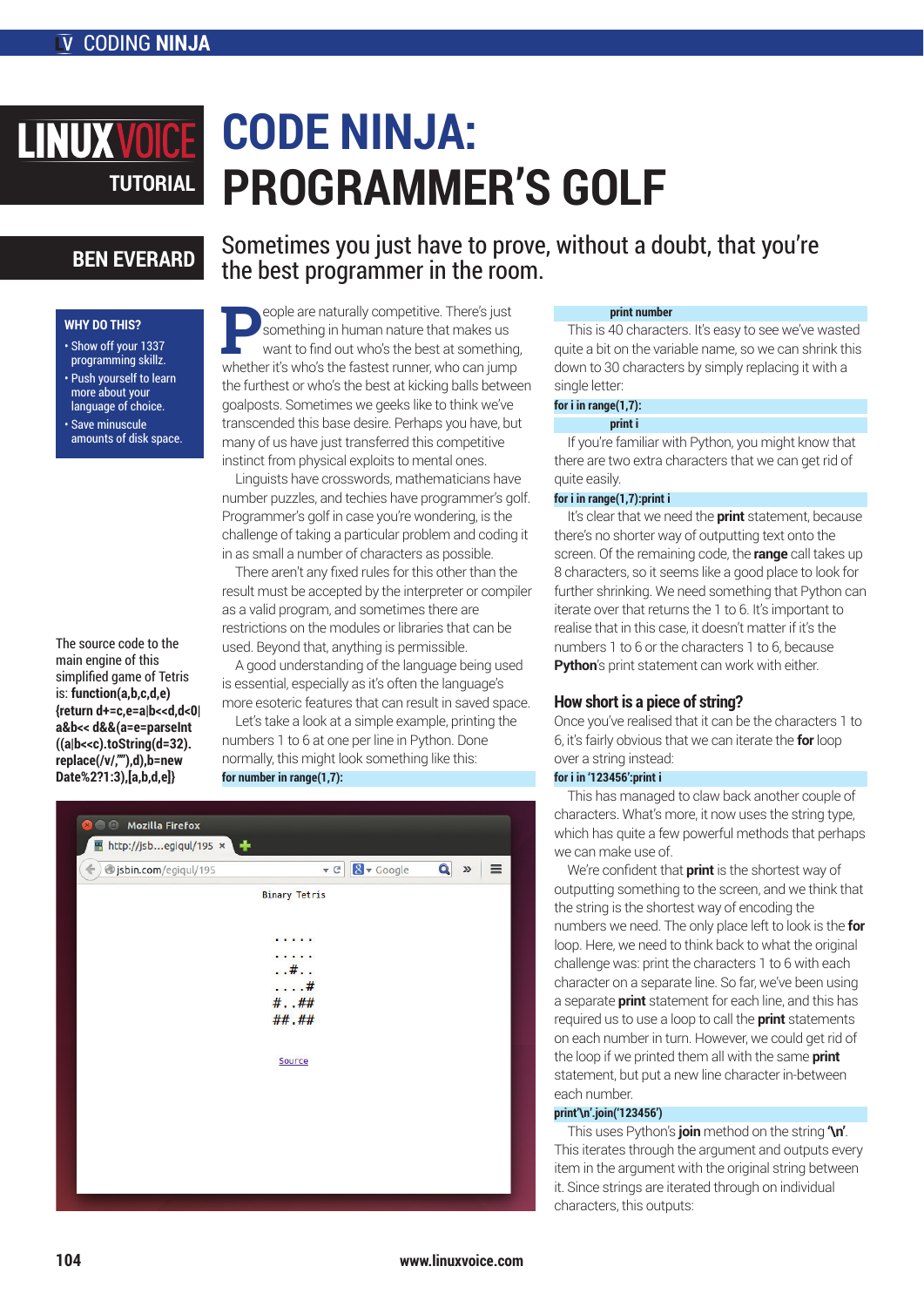# CODE NINJA: PROGRAMMER'S GOLF

**BEN EVERARD**

Sometimes you just have to prove, without a doubt, that you're the best programmer in the room.

**WHY DO THIS?**

- Show off your 1337 programming skillz.
- Push yourself to learn more about your language of choice.
- Save minuscule amounts of disk space.

People are naturally competitive. There's just something in human nature that makes us want to find out who's the best at something, whether it's who's the fastest runner, who can jump the furthest or who's the best at kicking balls between goalposts. Sometimes we geeks like to think we've transcended this base desire. Perhaps you have, but many of us have just transferred this competitive instinct from physical exploits to mental ones.

Linguists have crosswords, mathematicians have number puzzles, and techies have programmer's golf. Programmer's golf in case you're wondering, is the challenge of taking a particular problem and coding it in as small a number of characters as possible.

There aren't any fixed rules for this other than the result must be accepted by the interpreter or compiler as a valid program, and sometimes there are restrictions on the modules or libraries that can be used. Beyond that, anything is permissible.

A good understanding of the language being used is essential, especially as it's often the language's more esoteric features that can result in saved space.

Let's take a look at a simple example, printing the numbers 1 to 6 at one per line in Python. Done normally, this might look something like this:

```
for number in range(1,7):
        print number
```

This is 40 characters. It's easy to see we've wasted quite a bit on the variable name, so we can shrink this down to 30 characters by simply replacing it with a single letter:

```
for i in range(1,7):
        print i
```

If you're familiar with Python, you might know that there are two extra characters that we can get rid of quite easily.

```
for i in range(1,7):print i
```

It's clear that we need the **print** statement, because there's no shorter way of outputting text onto the screen. Of the remaining code, the **range** call takes up 8 characters, so it seems like a good place to look for further shrinking. We need something that Python can iterate over that returns the 1 to 6. It's important to realise that in this case, it doesn't matter if it's the numbers 1 to 6 or the characters 1 to 6, because **Python**'s print statement can work with either.

## How short is a piece of string?

Once you've realised that it can be the characters 1 to 6, it's fairly obvious that we can iterate the **for** loop over a string instead:

```
for i in '123456':print i
```

This has managed to claw back another couple of characters. What's more, it now uses the string type, which has quite a few powerful methods that perhaps we can make use of.

We're confident that **print** is the shortest way of outputting something to the screen, and we think that the string is the shortest way of encoding the numbers we need. The only place left to look is the **for** loop. Here, we need to think back to what the original challenge was: print the characters 1 to 6 with each character on a separate line. So far, we've been using a separate **print** statement for each line, and this has required us to use a loop to call the **print** statements on each number in turn. However, we could get rid of the loop if we printed them all with the same **print** statement, but put a new line character in-between each number.

```
print'\n'.join('123456')
```

This uses Python's **join** method on the string **'\n'**. This iterates through the argument and outputs every item in the argument with the original string between it. Since strings are iterated through on individual characters, this outputs:

The source code to the main engine of this simplified game of Tetris is: **function(a,b,c,d,e){return d+=c,e=a|b<<d,d<0|a&b<< d&&(a=e=parseInt((a|b<<c).toString(d=32).replace(/v/,""),d),b=new Date%2?1:3),[a,b,d,e]}**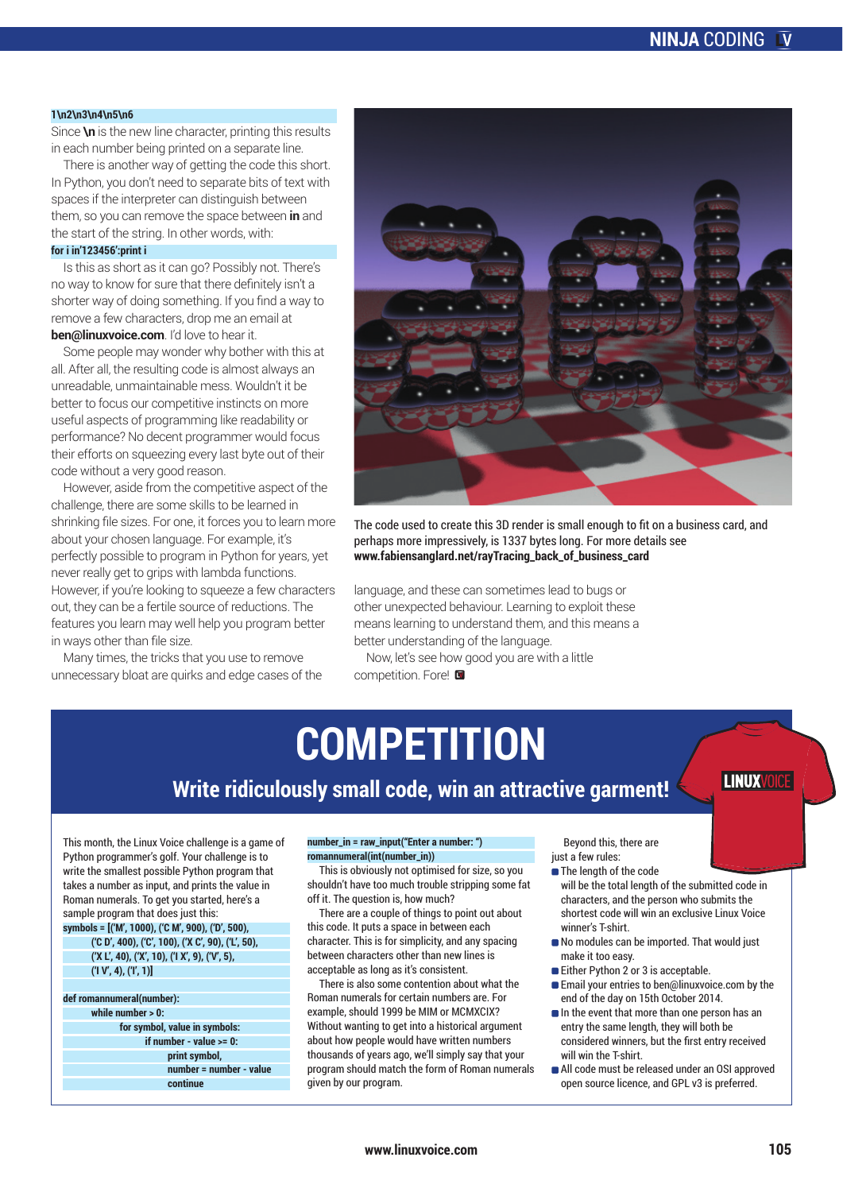```
1\n2\n3\n4\n5\n6
```

Since **\n** is the new line character, printing this results in each number being printed on a separate line.

There is another way of getting the code this short. In Python, you don't need to separate bits of text with spaces if the interpreter can distinguish between them, so you can remove the space between **in** and the start of the string. In other words, with:

```
for i in'123456':print i
```

Is this as short as it can go? Possibly not. There's no way to know for sure that there definitely isn't a shorter way of doing something. If you find a way to remove a few characters, drop me an email at **ben@linuxvoice.com**. I'd love to hear it.

Some people may wonder why bother with this at all. After all, the resulting code is almost always an unreadable, unmaintainable mess. Wouldn't it be better to focus our competitive instincts on more useful aspects of programming like readability or performance? No decent programmer would focus their efforts on squeezing every last byte out of their code without a very good reason.

However, aside from the competitive aspect of the challenge, there are some skills to be learned in shrinking file sizes. For one, it forces you to learn more about your chosen language. For example, it's perfectly possible to program in Python for years, yet never really get to grips with lambda functions. However, if you're looking to squeeze a few characters out, they can be a fertile source of reductions. The features you learn may well help you program better in ways other than file size.

Many times, the tricks that you use to remove unnecessary bloat are quirks and edge cases of the language, and these can sometimes lead to bugs or other unexpected behaviour. Learning to exploit these means learning to understand them, and this means a better understanding of the language.

Now, let's see how good you are with a little competition. Fore!

The code used to create this 3D render is small enough to fit on a business card, and perhaps more impressively, is 1337 bytes long. For more details see **www.fabiensanglard.net/rayTracing_back_of_business_card**

# COMPETITION

## Write ridiculously small code, win an attractive garment!

This month, the Linux Voice challenge is a game of Python programmer's golf. Your challenge is to write the smallest possible Python program that takes a number as input, and prints the value in Roman numerals. To get you started, here's a sample program that does just this:

```
symbols = [('M', 1000), ('C M', 900), ('D', 500),
        ('C D', 400), ('C', 100), ('X C', 90), ('L', 50),
        ('X L', 40), ('X', 10), ('I X', 9), ('V', 5),
        ('I V', 4), ('I', 1)]

def romannumeral(number):
        while number > 0:
                for symbol, value in symbols:
                        if number - value >= 0:
                                print symbol,
                                number = number - value
                                continue
number_in = raw_input("Enter a number: ")
romannumeral(int(number_in))
```

This is obviously not optimised for size, so you shouldn't have too much trouble stripping some fat off it. The question is, how much?

There are a couple of things to point out about this code. It puts a space in between each character. This is for simplicity, and any spacing between characters other than new lines is acceptable as long as it's consistent.

There is also some contention about what the Roman numerals for certain numbers are. For example, should 1999 be MIM or MCMXCIX? Without wanting to get into a historical argument about how people would have written numbers thousands of years ago, we'll simply say that your program should match the form of Roman numerals given by our program.

Beyond this, there are just a few rules:

- The length of the code will be the total length of the submitted code in characters, and the person who submits the shortest code will win an exclusive Linux Voice winner's T-shirt.
- No modules can be imported. That would just make it too easy.
- Either Python 2 or 3 is acceptable.
- Email your entries to ben@linuxvoice.com by the end of the day on 15th October 2014.
- In the event that more than one person has an entry the same length, they will both be considered winners, but the first entry received will win the T-shirt.
- All code must be released under an OSI approved open source licence, and GPL v3 is preferred.